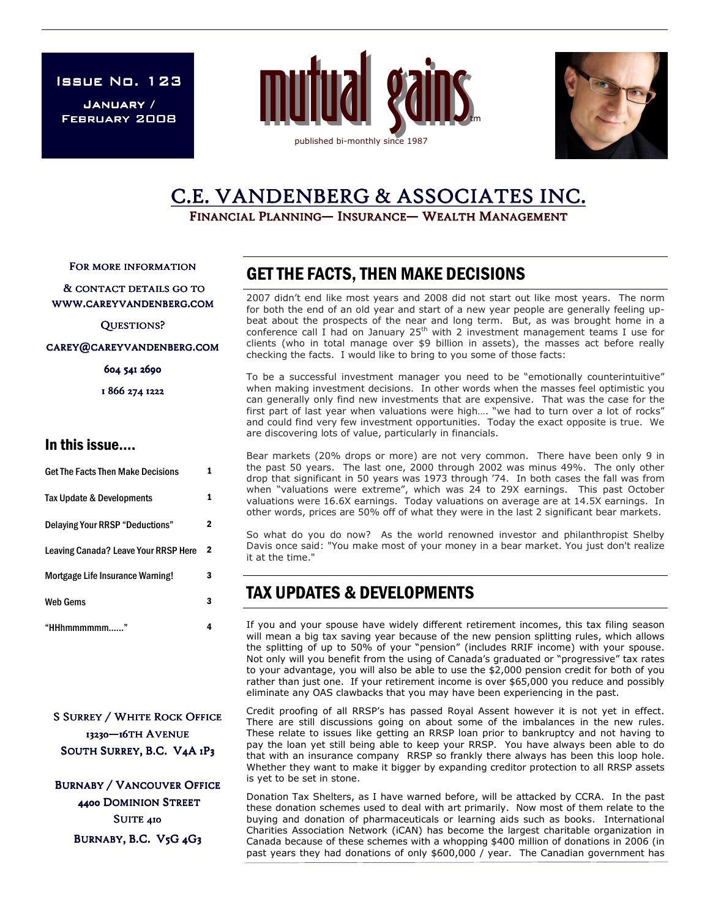Issue No. 123

January / February 2008

mutual gains™

published bi-monthly since 1987

# C.E. VANDENBERG & ASSOCIATES INC.

Financial Planning— Insurance— Wealth Management

For more information & contact details go to www.careyvandenberg.com

Questions?

carey@careyvandenberg.com

604 541 2690

1 866 274 1222

## In this issue....

| | |
|---|---|
| Get The Facts Then Make Decisions | 1 |
| Tax Update & Developments | 1 |
| Delaying Your RRSP "Deductions" | 2 |
| Leaving Canada? Leave Your RRSP Here | 2 |
| Mortgage Life Insurance Warning! | 3 |
| Web Gems | 3 |
| "HHhmmmmmm......" | 4 |

S Surrey / White Rock Office
13230—16th Avenue
South Surrey, B.C. V4A 1P3

Burnaby / Vancouver Office
4400 Dominion Street
Suite 410
Burnaby, B.C. V5G 4G3

## GET THE FACTS, THEN MAKE DECISIONS

2007 didn't end like most years and 2008 did not start out like most years. The norm for both the end of an old year and start of a new year people are generally feeling upbeat about the prospects of the near and long term. But, as was brought home in a conference call I had on January 25th with 2 investment management teams I use for clients (who in total manage over $9 billion in assets), the masses act before really checking the facts. I would like to bring to you some of those facts:

To be a successful investment manager you need to be "emotionally counterintuitive" when making investment decisions. In other words when the masses feel optimistic you can generally only find new investments that are expensive. That was the case for the first part of last year when valuations were high…. "we had to turn over a lot of rocks" and could find very few investment opportunities. Today the exact opposite is true. We are discovering lots of value, particularly in financials.

Bear markets (20% drops or more) are not very common. There have been only 9 in the past 50 years. The last one, 2000 through 2002 was minus 49%. The only other drop that significant in 50 years was 1973 through '74. In both cases the fall was from when "valuations were extreme", which was 24 to 29X earnings. This past October valuations were 16.6X earnings. Today valuations on average are at 14.5X earnings. In other words, prices are 50% off of what they were in the last 2 significant bear markets.

So what do you do now? As the world renowned investor and philanthropist Shelby Davis once said: "You make most of your money in a bear market. You just don't realize it at the time."

## TAX UPDATES & DEVELOPMENTS

If you and your spouse have widely different retirement incomes, this tax filing season will mean a big tax saving year because of the new pension splitting rules, which allows the splitting of up to 50% of your "pension" (includes RRIF income) with your spouse. Not only will you benefit from the using of Canada's graduated or "progressive" tax rates to your advantage, you will also be able to use the $2,000 pension credit for both of you rather than just one. If your retirement income is over $65,000 you reduce and possibly eliminate any OAS clawbacks that you may have been experiencing in the past.

Credit proofing of all RRSP's has passed Royal Assent however it is not yet in effect. There are still discussions going on about some of the imbalances in the new rules. These relate to issues like getting an RRSP loan prior to bankruptcy and not having to pay the loan yet still being able to keep your RRSP. You have always been able to do that with an insurance company RRSP so frankly there always has been this loop hole. Whether they want to make it bigger by expanding creditor protection to all RRSP assets is yet to be set in stone.

Donation Tax Shelters, as I have warned before, will be attacked by CCRA. In the past these donation schemes used to deal with art primarily. Now most of them relate to the buying and donation of pharmaceuticals or learning aids such as books. International Charities Association Network (iCAN) has become the largest charitable organization in Canada because of these schemes with a whopping $400 million of donations in 2006 (in past years they had donations of only $600,000 / year. The Canadian government has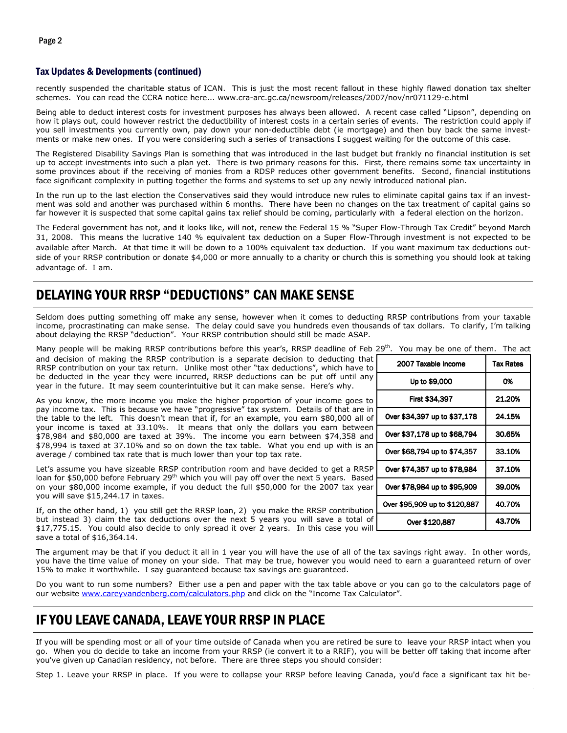## Tax Updates & Developments (continued)

recently suspended the charitable status of ICAN. This is just the most recent fallout in these highly flawed donation tax shelter schemes. You can read the CCRA notice here... www.cra-arc.gc.ca/newsroom/releases/2007/nov/nr071129-e.html

Being able to deduct interest costs for investment purposes has always been allowed. A recent case called "Lipson", depending on how it plays out, could however restrict the deductibility of interest costs in a certain series of events. The restriction could apply if you sell investments you currently own, pay down your non-deductible debt (ie mortgage) and then buy back the same investments or make new ones. If you were considering such a series of transactions I suggest waiting for the outcome of this case.

The Registered Disability Savings Plan is something that was introduced in the last budget but frankly no financial institution is set up to accept investments into such a plan yet. There is two primary reasons for this. First, there remains some tax uncertainty in some provinces about if the receiving of monies from a RDSP reduces other government benefits. Second, financial institutions face significant complexity in putting together the forms and systems to set up any newly introduced national plan.

In the run up to the last election the Conservatives said they would introduce new rules to eliminate capital gains tax if an investment was sold and another was purchased within 6 months. There have been no changes on the tax treatment of capital gains so far however it is suspected that some capital gains tax relief should be coming, particularly with a federal election on the horizon.

The Federal government has not, and it looks like, will not, renew the Federal 15 % "Super Flow-Through Tax Credit" beyond March 31, 2008. This means the lucrative 140 % equivalent tax deduction on a Super Flow-Through investment is not expected to be available after March. At that time it will be down to a 100% equivalent tax deduction. If you want maximum tax deductions outside of your RRSP contribution or donate $4,000 or more annually to a charity or church this is something you should look at taking advantage of. I am.

# DELAYING YOUR RRSP "DEDUCTIONS" CAN MAKE SENSE

Seldom does putting something off make any sense, however when it comes to deducting RRSP contributions from your taxable income, procrastinating can make sense. The delay could save you hundreds even thousands of tax dollars. To clarify, I'm talking about delaying the RRSP "deduction". Your RRSP contribution should still be made ASAP.

Many people will be making RRSP contributions before this year's, RRSP deadline of Feb 29th. You may be one of them. The act and decision of making the RRSP contribution is a separate decision to deducting that RRSP contribution on your tax return. Unlike most other "tax deductions", which have to be deducted in the year they were incurred, RRSP deductions can be put off until any year in the future. It may seem counterintuitive but it can make sense. Here's why.

| 2007 Taxable Income | Tax Rates |
|---|---|
| Up to $9,000 | 0% |
| First $34,397 | 21.20% |
| Over $34,397 up to $37,178 | 24.15% |
| Over $37,178 up to $68,794 | 30.65% |
| Over $68,794 up to $74,357 | 33.10% |
| Over $74,357 up to $78,984 | 37.10% |
| Over $78,984 up to $95,909 | 39.00% |
| Over $95,909 up to $120,887 | 40.70% |
| Over $120,887 | 43.70% |

As you know, the more income you make the higher proportion of your income goes to pay income tax. This is because we have "progressive" tax system. Details of that are in the table to the left. This doesn't mean that if, for an example, you earn $80,000 all of your income is taxed at 33.10%. It means that only the dollars you earn between $78,984 and $80,000 are taxed at 39%. The income you earn between $74,358 and $78,994 is taxed at 37.10% and so on down the tax table. What you end up with is an average / combined tax rate that is much lower than your top tax rate.

Let's assume you have sizeable RRSP contribution room and have decided to get a RRSP loan for $50,000 before February 29th which you will pay off over the next 5 years. Based on your $80,000 income example, if you deduct the full $50,000 for the 2007 tax year you will save $15,244.17 in taxes.

If, on the other hand, 1) you still get the RRSP loan, 2) you make the RRSP contribution but instead 3) claim the tax deductions over the next 5 years you will save a total of $17,775.15. You could also decide to only spread it over 2 years. In this case you will save a total of $16,364.14.

The argument may be that if you deduct it all in 1 year you will have the use of all of the tax savings right away. In other words, you have the time value of money on your side. That may be true, however you would need to earn a guaranteed return of over 15% to make it worthwhile. I say guaranteed because tax savings are guaranteed.

Do you want to run some numbers? Either use a pen and paper with the tax table above or you can go to the calculators page of our website www.careyvandenberg.com/calculators.php and click on the "Income Tax Calculator".

# IF YOU LEAVE CANADA, LEAVE YOUR RRSP IN PLACE

If you will be spending most or all of your time outside of Canada when you are retired be sure to leave your RRSP intact when you go. When you do decide to take an income from your RRSP (ie convert it to a RRIF), you will be better off taking that income after you've given up Canadian residency, not before. There are three steps you should consider:

Step 1. Leave your RRSP in place. If you were to collapse your RRSP before leaving Canada, you'd face a significant tax hit be-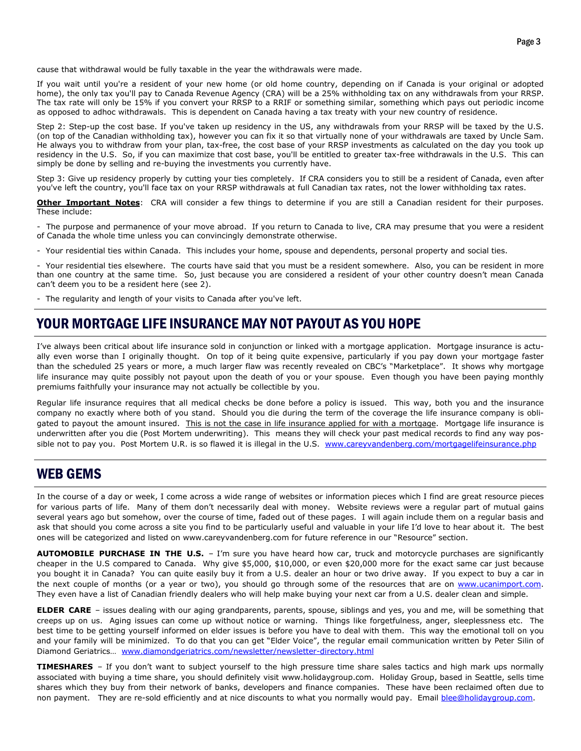cause that withdrawal would be fully taxable in the year the withdrawals were made.

If you wait until you're a resident of your new home (or old home country, depending on if Canada is your original or adopted home), the only tax you'll pay to Canada Revenue Agency (CRA) will be a 25% withholding tax on any withdrawals from your RRSP. The tax rate will only be 15% if you convert your RRSP to a RRIF or something similar, something which pays out periodic income as opposed to adhoc withdrawals. This is dependent on Canada having a tax treaty with your new country of residence.

Step 2: Step-up the cost base. If you've taken up residency in the US, any withdrawals from your RRSP will be taxed by the U.S. (on top of the Canadian withholding tax), however you can fix it so that virtually none of your withdrawals are taxed by Uncle Sam. He always you to withdraw from your plan, tax-free, the cost base of your RRSP investments as calculated on the day you took up residency in the U.S. So, if you can maximize that cost base, you'll be entitled to greater tax-free withdrawals in the U.S. This can simply be done by selling and re-buying the investments you currently have.

Step 3: Give up residency properly by cutting your ties completely. If CRA considers you to still be a resident of Canada, even after you've left the country, you'll face tax on your RRSP withdrawals at full Canadian tax rates, not the lower withholding tax rates.

**Other Important Notes**: CRA will consider a few things to determine if you are still a Canadian resident for their purposes. These include:

- The purpose and permanence of your move abroad. If you return to Canada to live, CRA may presume that you were a resident of Canada the whole time unless you can convincingly demonstrate otherwise.
- Your residential ties within Canada. This includes your home, spouse and dependents, personal property and social ties.
- Your residential ties elsewhere. The courts have said that you must be a resident somewhere. Also, you can be resident in more than one country at the same time. So, just because you are considered a resident of your other country doesn't mean Canada can't deem you to be a resident here (see 2).
- The regularity and length of your visits to Canada after you've left.

## YOUR MORTGAGE LIFE INSURANCE MAY NOT PAYOUT AS YOU HOPE

I've always been critical about life insurance sold in conjunction or linked with a mortgage application. Mortgage insurance is actually even worse than I originally thought. On top of it being quite expensive, particularly if you pay down your mortgage faster than the scheduled 25 years or more, a much larger flaw was recently revealed on CBC's "Marketplace". It shows why mortgage life insurance may quite possibly not payout upon the death of you or your spouse. Even though you have been paying monthly premiums faithfully your insurance may not actually be collectible by you.

Regular life insurance requires that all medical checks be done before a policy is issued. This way, both you and the insurance company no exactly where both of you stand. Should you die during the term of the coverage the life insurance company is obligated to payout the amount insured. This is not the case in life insurance applied for with a mortgage. Mortgage life insurance is underwritten after you die (Post Mortem underwriting). This means they will check your past medical records to find any way possible not to pay you. Post Mortem U.R. is so flawed it is illegal in the U.S. www.careyvandenberg.com/mortgagelifeinsurance.php

## WEB GEMS

In the course of a day or week, I come across a wide range of websites or information pieces which I find are great resource pieces for various parts of life. Many of them don't necessarily deal with money. Website reviews were a regular part of mutual gains several years ago but somehow, over the course of time, faded out of these pages. I will again include them on a regular basis and ask that should you come across a site you find to be particularly useful and valuable in your life I'd love to hear about it. The best ones will be categorized and listed on www.careyvandenberg.com for future reference in our "Resource" section.

**AUTOMOBILE PURCHASE IN THE U.S.** – I'm sure you have heard how car, truck and motorcycle purchases are significantly cheaper in the U.S compared to Canada. Why give $5,000, $10,000, or even $20,000 more for the exact same car just because you bought it in Canada? You can quite easily buy it from a U.S. dealer an hour or two drive away. If you expect to buy a car in the next couple of months (or a year or two), you should go through some of the resources that are on www.ucanimport.com. They even have a list of Canadian friendly dealers who will help make buying your next car from a U.S. dealer clean and simple.

**ELDER CARE** – issues dealing with our aging grandparents, parents, spouse, siblings and yes, you and me, will be something that creeps up on us. Aging issues can come up without notice or warning. Things like forgetfulness, anger, sleeplessness etc. The best time to be getting yourself informed on elder issues is before you have to deal with them. This way the emotional toll on you and your family will be minimized. To do that you can get "Elder Voice", the regular email communication written by Peter Silin of Diamond Geriatrics… www.diamondgeriatrics.com/newsletter/newsletter-directory.html

**TIMESHARES** – If you don't want to subject yourself to the high pressure time share sales tactics and high mark ups normally associated with buying a time share, you should definitely visit www.holidaygroup.com. Holiday Group, based in Seattle, sells time shares which they buy from their network of banks, developers and finance companies. These have been reclaimed often due to non payment. They are re-sold efficiently and at nice discounts to what you normally would pay. Email blee@holidaygroup.com.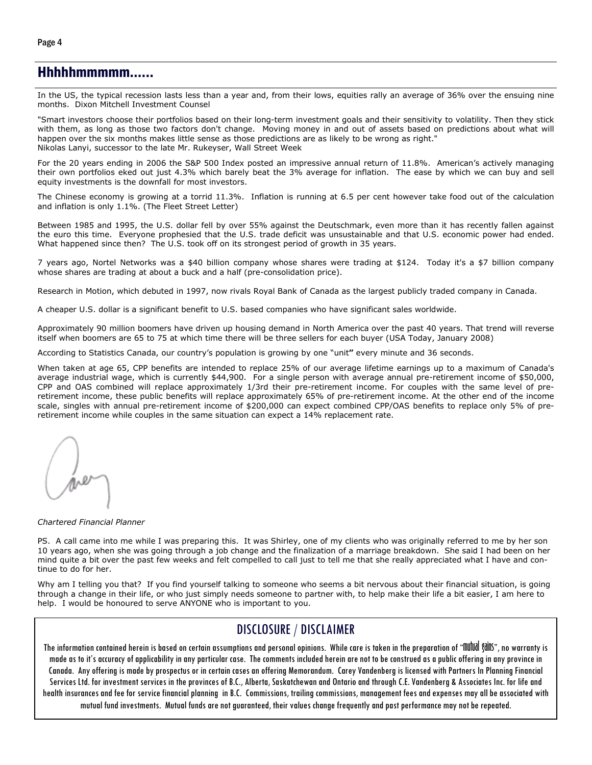## Hhhhhmmmmm......

In the US, the typical recession lasts less than a year and, from their lows, equities rally an average of 36% over the ensuing nine months. Dixon Mitchell Investment Counsel

"Smart investors choose their portfolios based on their long-term investment goals and their sensitivity to volatility. Then they stick with them, as long as those two factors don't change. Moving money in and out of assets based on predictions about what will happen over the six months makes little sense as those predictions are as likely to be wrong as right."
Nikolas Lanyi, successor to the late Mr. Rukeyser, Wall Street Week

For the 20 years ending in 2006 the S&P 500 Index posted an impressive annual return of 11.8%. American's actively managing their own portfolios eked out just 4.3% which barely beat the 3% average for inflation. The ease by which we can buy and sell equity investments is the downfall for most investors.

The Chinese economy is growing at a torrid 11.3%. Inflation is running at 6.5 per cent however take food out of the calculation and inflation is only 1.1%. (The Fleet Street Letter)

Between 1985 and 1995, the U.S. dollar fell by over 55% against the Deutschmark, even more than it has recently fallen against the euro this time. Everyone prophesied that the U.S. trade deficit was unsustainable and that U.S. economic power had ended. What happened since then? The U.S. took off on its strongest period of growth in 35 years.

7 years ago, Nortel Networks was a $40 billion company whose shares were trading at $124. Today it's a $7 billion company whose shares are trading at about a buck and a half (pre-consolidation price).

Research in Motion, which debuted in 1997, now rivals Royal Bank of Canada as the largest publicly traded company in Canada.

A cheaper U.S. dollar is a significant benefit to U.S. based companies who have significant sales worldwide.

Approximately 90 million boomers have driven up housing demand in North America over the past 40 years. That trend will reverse itself when boomers are 65 to 75 at which time there will be three sellers for each buyer (USA Today, January 2008)

According to Statistics Canada, our country's population is growing by one "unit**"** every minute and 36 seconds.

When taken at age 65, CPP benefits are intended to replace 25% of our average lifetime earnings up to a maximum of Canada's average industrial wage, which is currently $44,900. For a single person with average annual pre-retirement income of $50,000, CPP and OAS combined will replace approximately 1/3rd their pre-retirement income. For couples with the same level of pre-retirement income, these public benefits will replace approximately 65% of pre-retirement income. At the other end of the income scale, singles with annual pre-retirement income of $200,000 can expect combined CPP/OAS benefits to replace only 5% of pre-retirement income while couples in the same situation can expect a 14% replacement rate.

Carey

*Chartered Financial Planner*

PS. A call came into me while I was preparing this. It was Shirley, one of my clients who was originally referred to me by her son 10 years ago, when she was going through a job change and the finalization of a marriage breakdown. She said I had been on her mind quite a bit over the past few weeks and felt compelled to call just to tell me that she really appreciated what I have and continue to do for her.

Why am I telling you that? If you find yourself talking to someone who seems a bit nervous about their financial situation, is going through a change in their life, or who just simply needs someone to partner with, to help make their life a bit easier, I am here to help. I would be honoured to serve ANYONE who is important to you.

### DISCLOSURE / DISCLAIMER

The information contained herein is based on certain assumptions and personal opinions. While care is taken in the preparation of "mutual gains", no warranty is made as to it's accuracy of applicability in any particular case. The comments included herein are not to be construed as a public offering in any province in Canada. Any offering is made by prospectus or in certain cases an offering Memorandum. Carey Vandenberg is licensed with Partners In Planning Financial Services Ltd. for investment services in the provinces of B.C., Alberta, Saskatchewan and Ontario and through C.E. Vandenberg & Associates Inc. for life and health insurances and fee for service financial planning in B.C. Commissions, trailing commissions, management fees and expenses may all be associated with mutual fund investments. Mutual funds are not guaranteed, their values change frequently and past performance may not be repeated.